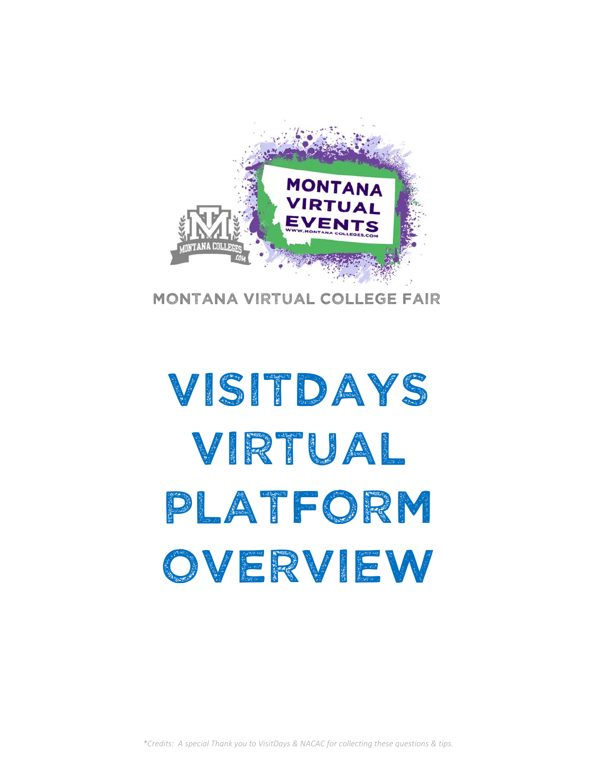MONTANA VIRTUAL EVENTS

WWW.MONTANA COLLEGES.COM

MONTANA COLLEGES .COM

MONTANA VIRTUAL COLLEGE FAIR

# VISITDAYS VIRTUAL PLATFORM OVERVIEW

*\*Credits: A special Thank you to VisitDays & NACAC for collecting these questions & tips.*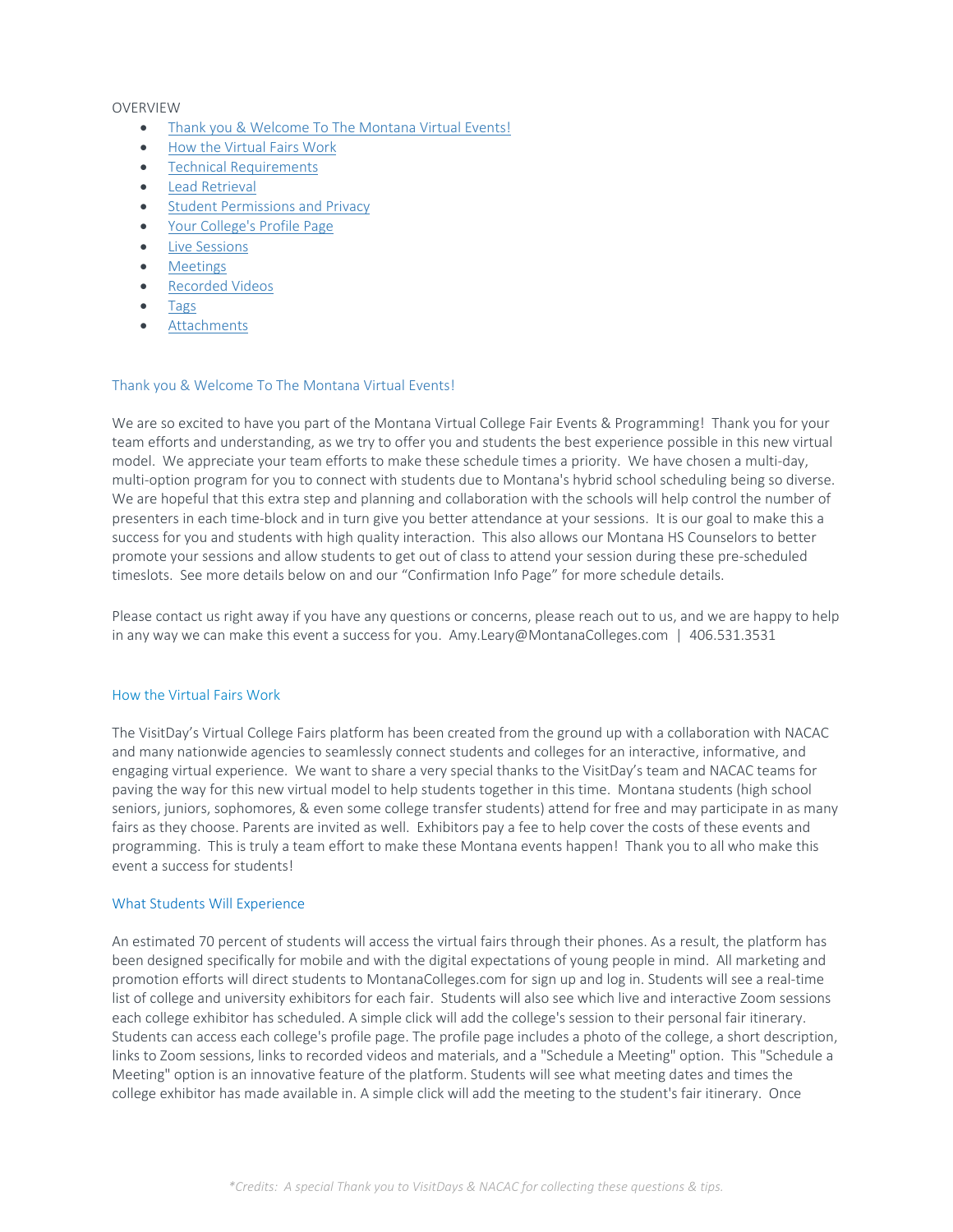OVERVIEW

- Thank you & Welcome To The Montana Virtual Events!
- How the Virtual Fairs Work
- Technical Requirements
- Lead Retrieval
- Student Permissions and Privacy
- Your College's Profile Page
- Live Sessions
- Meetings
- Recorded Videos
- Tags
- Attachments

## Thank you & Welcome To The Montana Virtual Events!

We are so excited to have you part of the Montana Virtual College Fair Events & Programming! Thank you for your team efforts and understanding, as we try to offer you and students the best experience possible in this new virtual model. We appreciate your team efforts to make these schedule times a priority. We have chosen a multi-day, multi-option program for you to connect with students due to Montana's hybrid school scheduling being so diverse. We are hopeful that this extra step and planning and collaboration with the schools will help control the number of presenters in each time-block and in turn give you better attendance at your sessions. It is our goal to make this a success for you and students with high quality interaction. This also allows our Montana HS Counselors to better promote your sessions and allow students to get out of class to attend your session during these pre-scheduled timeslots. See more details below on and our "Confirmation Info Page" for more schedule details.

Please contact us right away if you have any questions or concerns, please reach out to us, and we are happy to help in any way we can make this event a success for you. Amy.Leary@MontanaColleges.com | 406.531.3531

## How the Virtual Fairs Work

The VisitDay's Virtual College Fairs platform has been created from the ground up with a collaboration with NACAC and many nationwide agencies to seamlessly connect students and colleges for an interactive, informative, and engaging virtual experience. We want to share a very special thanks to the VisitDay's team and NACAC teams for paving the way for this new virtual model to help students together in this time. Montana students (high school seniors, juniors, sophomores, & even some college transfer students) attend for free and may participate in as many fairs as they choose. Parents are invited as well. Exhibitors pay a fee to help cover the costs of these events and programming. This is truly a team effort to make these Montana events happen! Thank you to all who make this event a success for students!

## What Students Will Experience

An estimated 70 percent of students will access the virtual fairs through their phones. As a result, the platform has been designed specifically for mobile and with the digital expectations of young people in mind. All marketing and promotion efforts will direct students to MontanaColleges.com for sign up and log in. Students will see a real-time list of college and university exhibitors for each fair. Students will also see which live and interactive Zoom sessions each college exhibitor has scheduled. A simple click will add the college's session to their personal fair itinerary. Students can access each college's profile page. The profile page includes a photo of the college, a short description, links to Zoom sessions, links to recorded videos and materials, and a "Schedule a Meeting" option. This "Schedule a Meeting" option is an innovative feature of the platform. Students will see what meeting dates and times the college exhibitor has made available in. A simple click will add the meeting to the student's fair itinerary. Once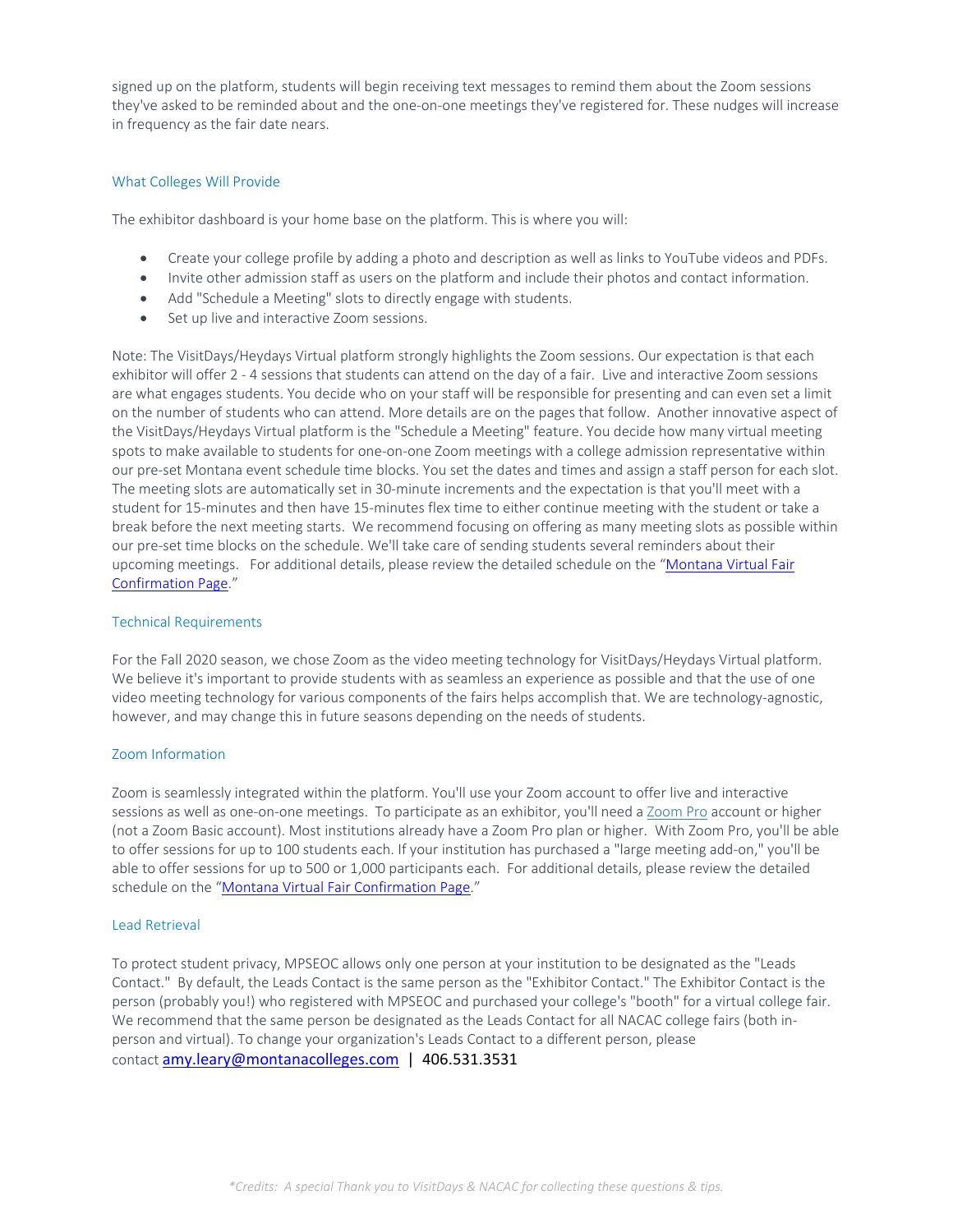signed up on the platform, students will begin receiving text messages to remind them about the Zoom sessions they've asked to be reminded about and the one-on-one meetings they've registered for. These nudges will increase in frequency as the fair date nears.

## What Colleges Will Provide

The exhibitor dashboard is your home base on the platform. This is where you will:

- Create your college profile by adding a photo and description as well as links to YouTube videos and PDFs.
- Invite other admission staff as users on the platform and include their photos and contact information.
- Add "Schedule a Meeting" slots to directly engage with students.
- Set up live and interactive Zoom sessions.

Note: The VisitDays/Heydays Virtual platform strongly highlights the Zoom sessions. Our expectation is that each exhibitor will offer 2 - 4 sessions that students can attend on the day of a fair. Live and interactive Zoom sessions are what engages students. You decide who on your staff will be responsible for presenting and can even set a limit on the number of students who can attend. More details are on the pages that follow. Another innovative aspect of the VisitDays/Heydays Virtual platform is the "Schedule a Meeting" feature. You decide how many virtual meeting spots to make available to students for one-on-one Zoom meetings with a college admission representative within our pre-set Montana event schedule time blocks. You set the dates and times and assign a staff person for each slot. The meeting slots are automatically set in 30-minute increments and the expectation is that you'll meet with a student for 15-minutes and then have 15-minutes flex time to either continue meeting with the student or take a break before the next meeting starts. We recommend focusing on offering as many meeting slots as possible within our pre-set time blocks on the schedule. We'll take care of sending students several reminders about their upcoming meetings. For additional details, please review the detailed schedule on the "Montana Virtual Fair Confirmation Page."

## Technical Requirements

For the Fall 2020 season, we chose Zoom as the video meeting technology for VisitDays/Heydays Virtual platform. We believe it's important to provide students with as seamless an experience as possible and that the use of one video meeting technology for various components of the fairs helps accomplish that. We are technology-agnostic, however, and may change this in future seasons depending on the needs of students.

## Zoom Information

Zoom is seamlessly integrated within the platform. You'll use your Zoom account to offer live and interactive sessions as well as one-on-one meetings. To participate as an exhibitor, you'll need a Zoom Pro account or higher (not a Zoom Basic account). Most institutions already have a Zoom Pro plan or higher. With Zoom Pro, you'll be able to offer sessions for up to 100 students each. If your institution has purchased a "large meeting add-on," you'll be able to offer sessions for up to 500 or 1,000 participants each. For additional details, please review the detailed schedule on the "Montana Virtual Fair Confirmation Page."

## Lead Retrieval

To protect student privacy, MPSEOC allows only one person at your institution to be designated as the "Leads Contact." By default, the Leads Contact is the same person as the "Exhibitor Contact." The Exhibitor Contact is the person (probably you!) who registered with MPSEOC and purchased your college's "booth" for a virtual college fair. We recommend that the same person be designated as the Leads Contact for all NACAC college fairs (both in-person and virtual). To change your organization's Leads Contact to a different person, please contact amy.leary@montanacolleges.com | 406.531.3531

*\*Credits: A special Thank you to VisitDays & NACAC for collecting these questions & tips.*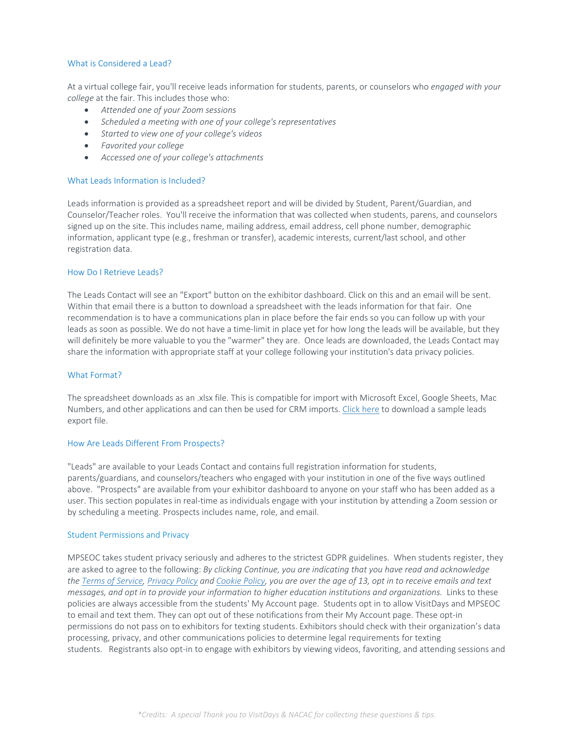### What is Considered a Lead?

At a virtual college fair, you'll receive leads information for students, parents, or counselors who *engaged with your college* at the fair. This includes those who:

- *Attended one of your Zoom sessions*
- *Scheduled a meeting with one of your college's representatives*
- *Started to view one of your college's videos*
- *Favorited your college*
- *Accessed one of your college's attachments*

### What Leads Information is Included?

Leads information is provided as a spreadsheet report and will be divided by Student, Parent/Guardian, and Counselor/Teacher roles. You'll receive the information that was collected when students, parens, and counselors signed up on the site. This includes name, mailing address, email address, cell phone number, demographic information, applicant type (e.g., freshman or transfer), academic interests, current/last school, and other registration data.

### How Do I Retrieve Leads?

The Leads Contact will see an "Export" button on the exhibitor dashboard. Click on this and an email will be sent. Within that email there is a button to download a spreadsheet with the leads information for that fair. One recommendation is to have a communications plan in place before the fair ends so you can follow up with your leads as soon as possible. We do not have a time-limit in place yet for how long the leads will be available, but they will definitely be more valuable to you the "warmer" they are. Once leads are downloaded, the Leads Contact may share the information with appropriate staff at your college following your institution's data privacy policies.

### What Format?

The spreadsheet downloads as an .xlsx file. This is compatible for import with Microsoft Excel, Google Sheets, Mac Numbers, and other applications and can then be used for CRM imports. Click here to download a sample leads export file.

### How Are Leads Different From Prospects?

"Leads" are available to your Leads Contact and contains full registration information for students, parents/guardians, and counselors/teachers who engaged with your institution in one of the five ways outlined above. "Prospects" are available from your exhibitor dashboard to anyone on your staff who has been added as a user. This section populates in real-time as individuals engage with your institution by attending a Zoom session or by scheduling a meeting. Prospects includes name, role, and email.

### Student Permissions and Privacy

MPSEOC takes student privacy seriously and adheres to the strictest GDPR guidelines. When students register, they are asked to agree to the following: *By clicking Continue, you are indicating that you have read and acknowledge the Terms of Service, Privacy Policy and Cookie Policy, you are over the age of 13, opt in to receive emails and text messages, and opt in to provide your information to higher education institutions and organizations.* Links to these policies are always accessible from the students' My Account page. Students opt in to allow VisitDays and MPSEOC to email and text them. They can opt out of these notifications from their My Account page. These opt-in permissions do not pass on to exhibitors for texting students. Exhibitors should check with their organization's data processing, privacy, and other communications policies to determine legal requirements for texting students. Registrants also opt-in to engage with exhibitors by viewing videos, favoriting, and attending sessions and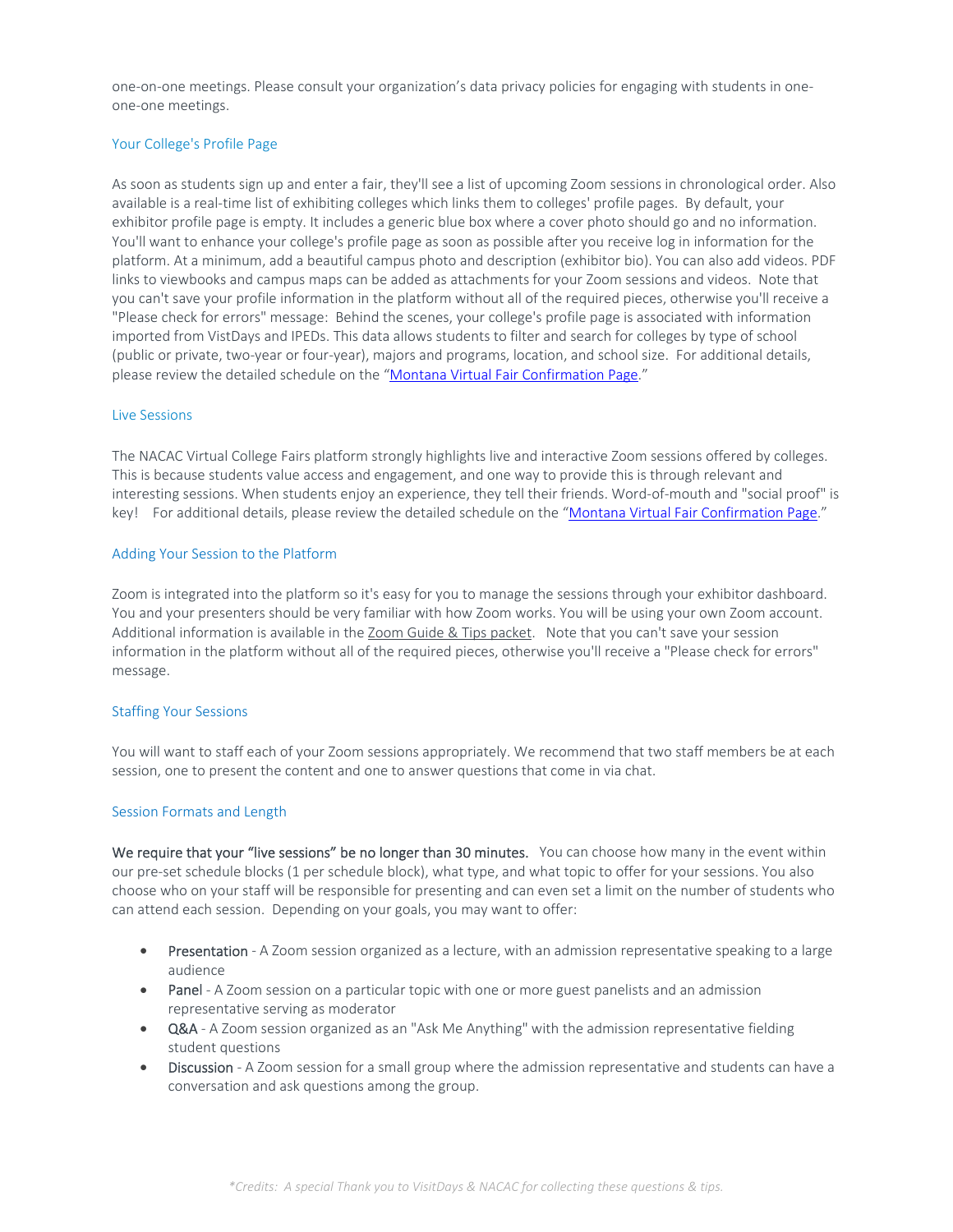one-on-one meetings. Please consult your organization's data privacy policies for engaging with students in one-one-one meetings.

### Your College's Profile Page

As soon as students sign up and enter a fair, they'll see a list of upcoming Zoom sessions in chronological order. Also available is a real-time list of exhibiting colleges which links them to colleges' profile pages. By default, your exhibitor profile page is empty. It includes a generic blue box where a cover photo should go and no information. You'll want to enhance your college's profile page as soon as possible after you receive log in information for the platform. At a minimum, add a beautiful campus photo and description (exhibitor bio). You can also add videos. PDF links to viewbooks and campus maps can be added as attachments for your Zoom sessions and videos. Note that you can't save your profile information in the platform without all of the required pieces, otherwise you'll receive a "Please check for errors" message: Behind the scenes, your college's profile page is associated with information imported from VistDays and IPEDs. This data allows students to filter and search for colleges by type of school (public or private, two-year or four-year), majors and programs, location, and school size. For additional details, please review the detailed schedule on the "[Montana Virtual Fair Confirmation Page](#)."

### Live Sessions

The NACAC Virtual College Fairs platform strongly highlights live and interactive Zoom sessions offered by colleges. This is because students value access and engagement, and one way to provide this is through relevant and interesting sessions. When students enjoy an experience, they tell their friends. Word-of-mouth and "social proof" is key! For additional details, please review the detailed schedule on the "[Montana Virtual Fair Confirmation Page](#)."

### Adding Your Session to the Platform

Zoom is integrated into the platform so it's easy for you to manage the sessions through your exhibitor dashboard. You and your presenters should be very familiar with how Zoom works. You will be using your own Zoom account. Additional information is available in the Zoom Guide & Tips packet. Note that you can't save your session information in the platform without all of the required pieces, otherwise you'll receive a "Please check for errors" message.

### Staffing Your Sessions

You will want to staff each of your Zoom sessions appropriately. We recommend that two staff members be at each session, one to present the content and one to answer questions that come in via chat.

### Session Formats and Length

**We require that your "live sessions" be no longer than 30 minutes.** You can choose how many in the event within our pre-set schedule blocks (1 per schedule block), what type, and what topic to offer for your sessions. You also choose who on your staff will be responsible for presenting and can even set a limit on the number of students who can attend each session. Depending on your goals, you may want to offer:

- **Presentation** - A Zoom session organized as a lecture, with an admission representative speaking to a large audience
- **Panel** - A Zoom session on a particular topic with one or more guest panelists and an admission representative serving as moderator
- **Q&A** - A Zoom session organized as an "Ask Me Anything" with the admission representative fielding student questions
- **Discussion** - A Zoom session for a small group where the admission representative and students can have a conversation and ask questions among the group.

*\*Credits: A special Thank you to VisitDays & NACAC for collecting these questions & tips.*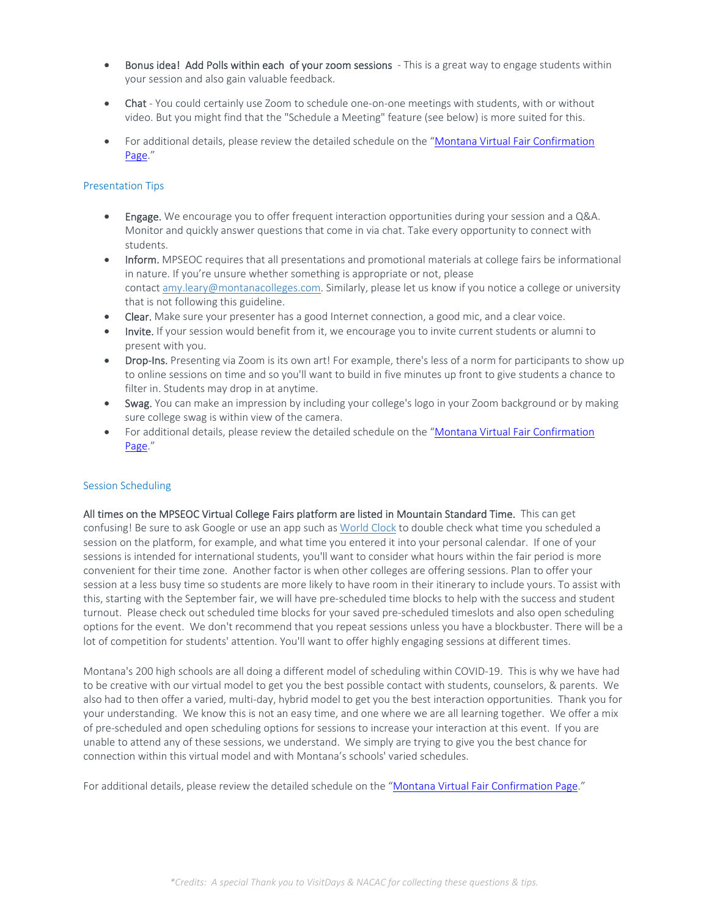- Bonus idea! Add Polls within each of your zoom sessions - This is a great way to engage students within your session and also gain valuable feedback.

- Chat - You could certainly use Zoom to schedule one-on-one meetings with students, with or without video. But you might find that the "Schedule a Meeting" feature (see below) is more suited for this.

- For additional details, please review the detailed schedule on the "[Montana Virtual Fair Confirmation Page](#)."

## Presentation Tips

- Engage. We encourage you to offer frequent interaction opportunities during your session and a Q&A. Monitor and quickly answer questions that come in via chat. Take every opportunity to connect with students.
- Inform. MPSEOC requires that all presentations and promotional materials at college fairs be informational in nature. If you're unsure whether something is appropriate or not, please contact [amy.leary@montanacolleges.com](mailto:amy.leary@montanacolleges.com). Similarly, please let us know if you notice a college or university that is not following this guideline.
- Clear. Make sure your presenter has a good Internet connection, a good mic, and a clear voice.
- Invite. If your session would benefit from it, we encourage you to invite current students or alumni to present with you.
- Drop-Ins. Presenting via Zoom is its own art! For example, there's less of a norm for participants to show up to online sessions on time and so you'll want to build in five minutes up front to give students a chance to filter in. Students may drop in at anytime.
- Swag. You can make an impression by including your college's logo in your Zoom background or by making sure college swag is within view of the camera.
- For additional details, please review the detailed schedule on the "[Montana Virtual Fair Confirmation Page](#)."

## Session Scheduling

**All times on the MPSEOC Virtual College Fairs platform are listed in Mountain Standard Time.** This can get confusing! Be sure to ask Google or use an app such as [World Clock](#) to double check what time you scheduled a session on the platform, for example, and what time you entered it into your personal calendar. If one of your sessions is intended for international students, you'll want to consider what hours within the fair period is more convenient for their time zone. Another factor is when other colleges are offering sessions. Plan to offer your session at a less busy time so students are more likely to have room in their itinerary to include yours. To assist with this, starting with the September fair, we will have pre-scheduled time blocks to help with the success and student turnout. Please check out scheduled time blocks for your saved pre-scheduled timeslots and also open scheduling options for the event. We don't recommend that you repeat sessions unless you have a blockbuster. There will be a lot of competition for students' attention. You'll want to offer highly engaging sessions at different times.

Montana's 200 high schools are all doing a different model of scheduling within COVID-19. This is why we have had to be creative with our virtual model to get you the best possible contact with students, counselors, & parents. We also had to then offer a varied, multi-day, hybrid model to get you the best interaction opportunities. Thank you for your understanding. We know this is not an easy time, and one where we are all learning together. We offer a mix of pre-scheduled and open scheduling options for sessions to increase your interaction at this event. If you are unable to attend any of these sessions, we understand. We simply are trying to give you the best chance for connection within this virtual model and with Montana's schools' varied schedules.

For additional details, please review the detailed schedule on the "[Montana Virtual Fair Confirmation Page](#)."

*\*Credits: A special Thank you to VisitDays & NACAC for collecting these questions & tips.*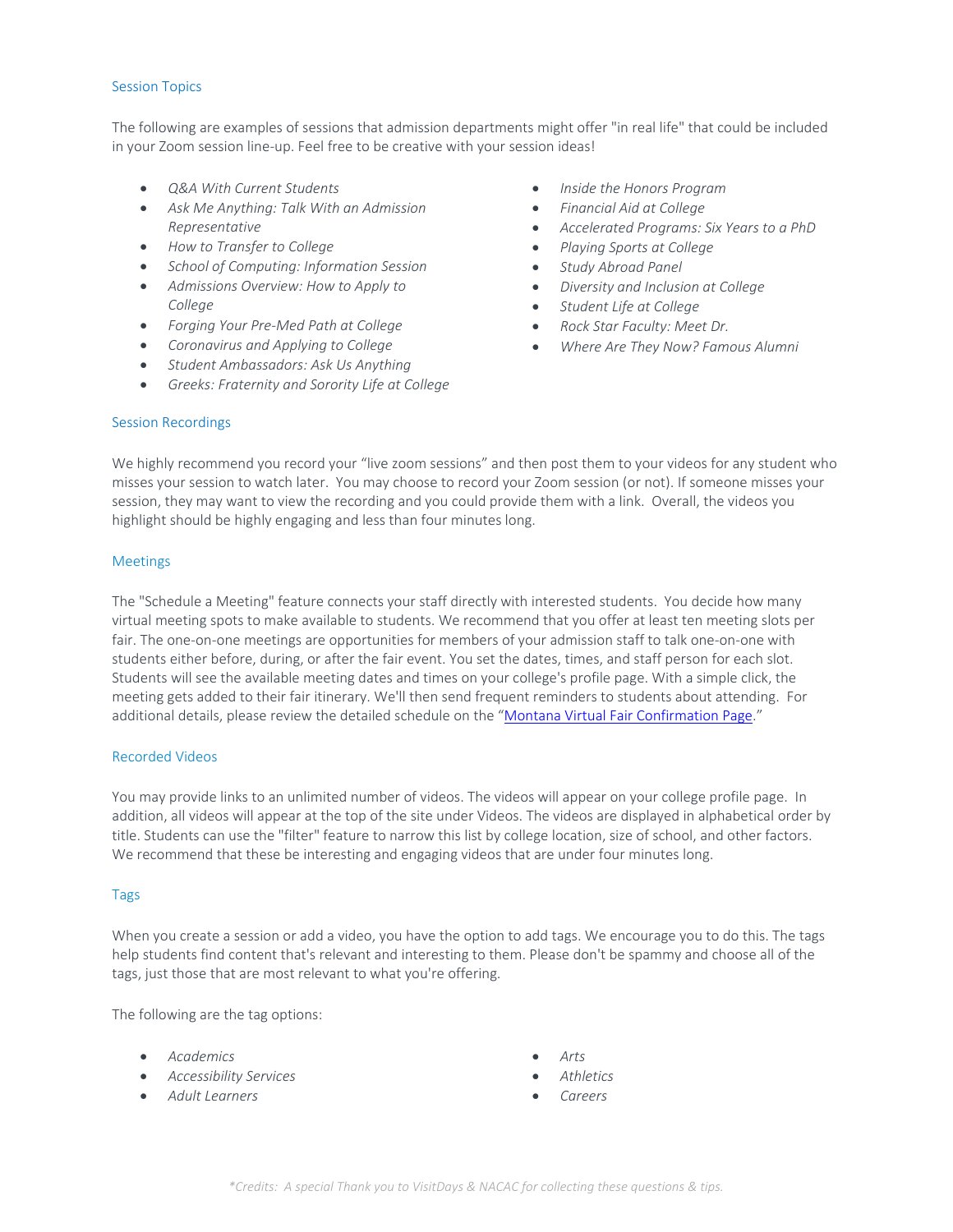## Session Topics

The following are examples of sessions that admission departments might offer "in real life" that could be included in your Zoom session line-up. Feel free to be creative with your session ideas!

- *Q&A With Current Students*
- *Ask Me Anything: Talk With an Admission Representative*
- *How to Transfer to College*
- *School of Computing: Information Session*
- *Admissions Overview: How to Apply to College*
- *Forging Your Pre-Med Path at College*
- *Coronavirus and Applying to College*
- *Student Ambassadors: Ask Us Anything*
- *Greeks: Fraternity and Sorority Life at College*
- *Inside the Honors Program*
- *Financial Aid at College*
- *Accelerated Programs: Six Years to a PhD*
- *Playing Sports at College*
- *Study Abroad Panel*
- *Diversity and Inclusion at College*
- *Student Life at College*
- *Rock Star Faculty: Meet Dr.*
- *Where Are They Now? Famous Alumni*

## Session Recordings

We highly recommend you record your "live zoom sessions" and then post them to your videos for any student who misses your session to watch later. You may choose to record your Zoom session (or not). If someone misses your session, they may want to view the recording and you could provide them with a link. Overall, the videos you highlight should be highly engaging and less than four minutes long.

## Meetings

The "Schedule a Meeting" feature connects your staff directly with interested students. You decide how many virtual meeting spots to make available to students. We recommend that you offer at least ten meeting slots per fair. The one-on-one meetings are opportunities for members of your admission staff to talk one-on-one with students either before, during, or after the fair event. You set the dates, times, and staff person for each slot. Students will see the available meeting dates and times on your college's profile page. With a simple click, the meeting gets added to their fair itinerary. We'll then send frequent reminders to students about attending. For additional details, please review the detailed schedule on the "Montana Virtual Fair Confirmation Page."

## Recorded Videos

You may provide links to an unlimited number of videos. The videos will appear on your college profile page. In addition, all videos will appear at the top of the site under Videos. The videos are displayed in alphabetical order by title. Students can use the "filter" feature to narrow this list by college location, size of school, and other factors. We recommend that these be interesting and engaging videos that are under four minutes long.

## Tags

When you create a session or add a video, you have the option to add tags. We encourage you to do this. The tags help students find content that's relevant and interesting to them. Please don't be spammy and choose all of the tags, just those that are most relevant to what you're offering.

The following are the tag options:

- *Academics*
- *Accessibility Services*
- *Adult Learners*
- *Arts*
- *Athletics*
- *Careers*

*\*Credits: A special Thank you to VisitDays & NACAC for collecting these questions & tips.*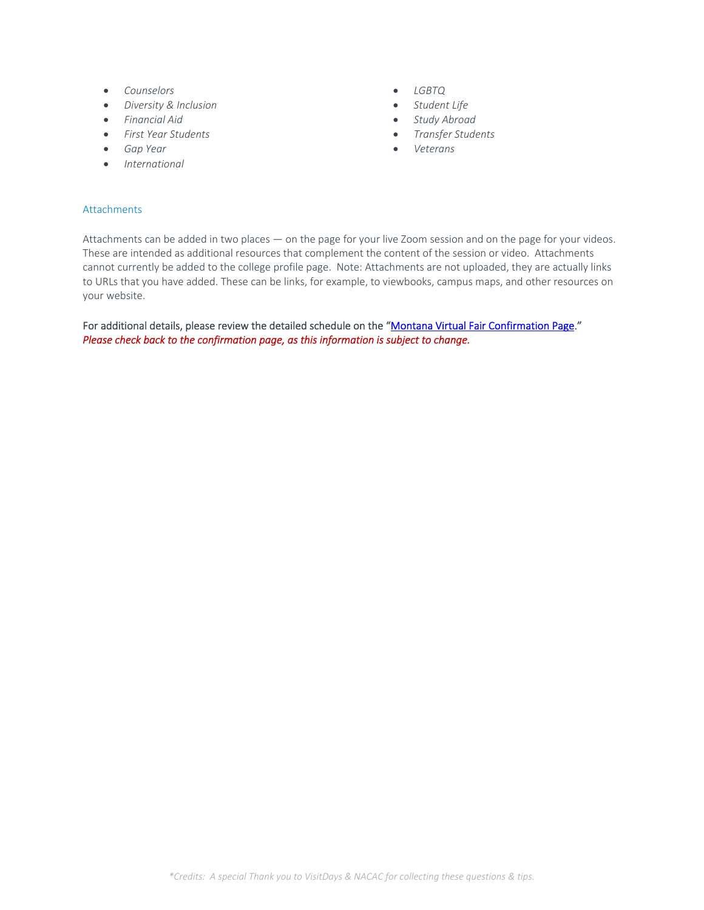- *Counselors*
- *Diversity & Inclusion*
- *Financial Aid*
- *First Year Students*
- *Gap Year*
- *International*
- *LGBTQ*
- *Student Life*
- *Study Abroad*
- *Transfer Students*
- *Veterans*

### Attachments

Attachments can be added in two places — on the page for your live Zoom session and on the page for your videos. These are intended as additional resources that complement the content of the session or video. Attachments cannot currently be added to the college profile page. Note: Attachments are not uploaded, they are actually links to URLs that you have added. These can be links, for example, to viewbooks, campus maps, and other resources on your website.

For additional details, please review the detailed schedule on the "Montana Virtual Fair Confirmation Page."
*Please check back to the confirmation page, as this information is subject to change.*

*\*Credits: A special Thank you to VisitDays & NACAC for collecting these questions & tips.*